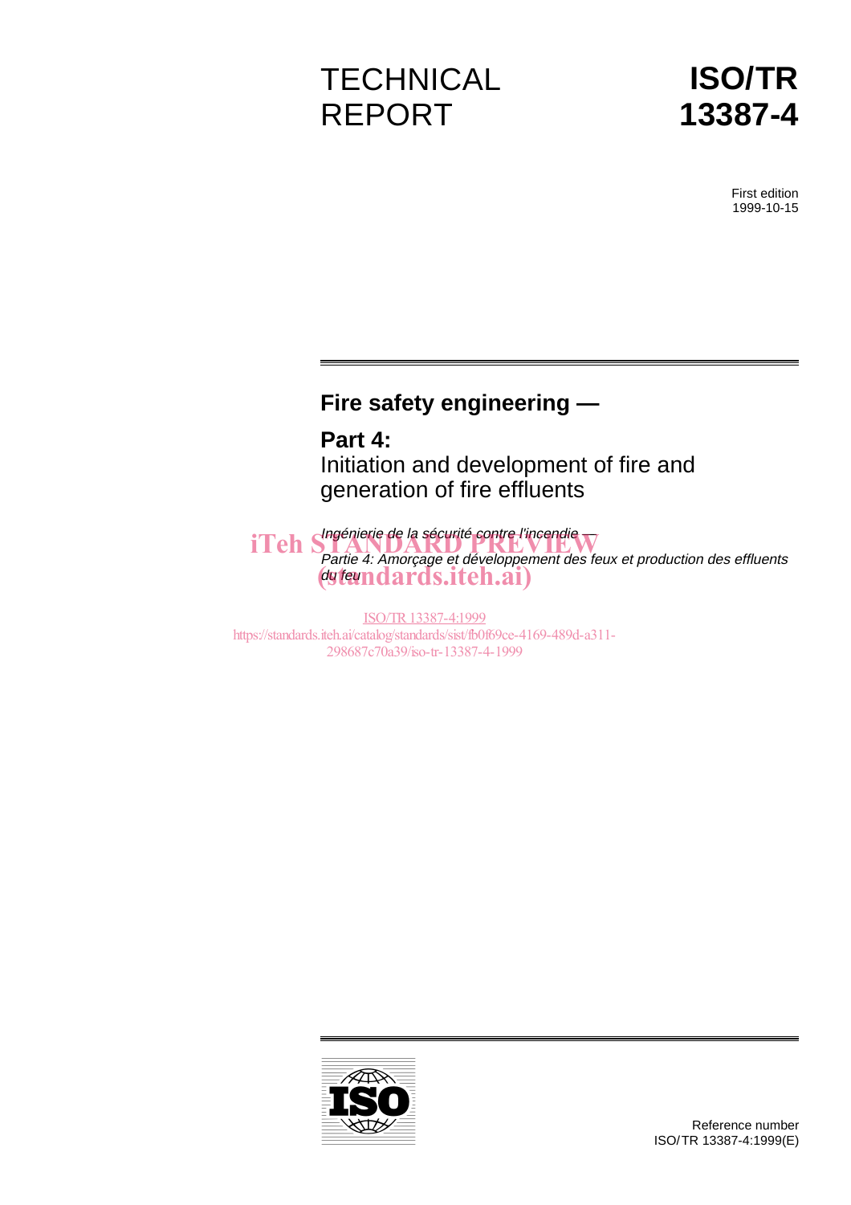TECHNICAL REPORT

# ISO/TR 13387-4

First edition
1999-10-15

## Fire safety engineering —

## Part 4:
Initiation and development of fire and generation of fire effluents

*Ingénierie de la sécurité contre l'incendie —*
*Partie 4: Amorçage et développement des feux et production des effluents du feu*

iTeh STANDARD PREVIEW
(standards.iteh.ai)

ISO/TR 13387-4:1999
https://standards.iteh.ai/catalog/standards/sist/fb0f69ce-4169-489d-a311-298687c70a39/iso-tr-13387-4-1999

Reference number
ISO/TR 13387-4:1999(E)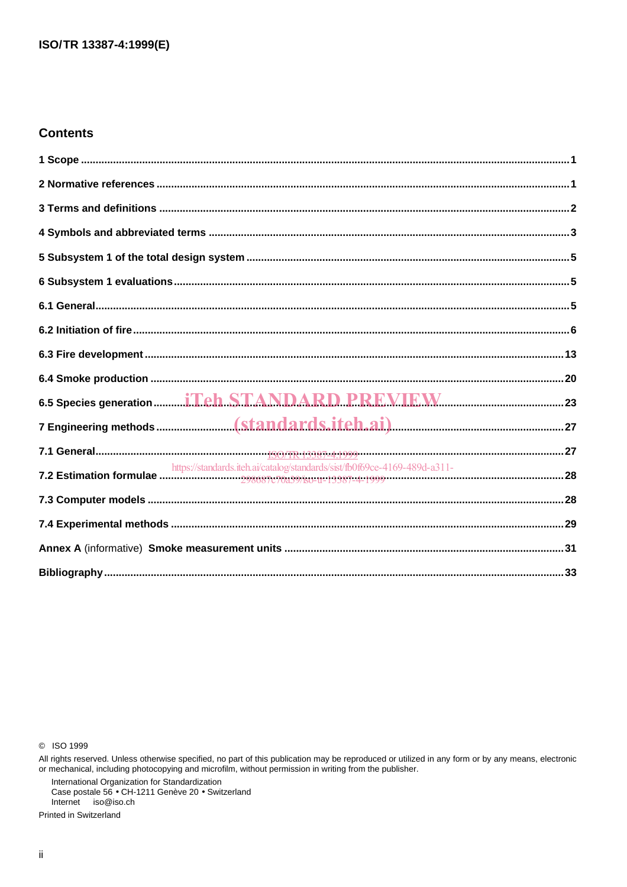## Contents

1 Scope ........................................................................................................................................................... 1

2 Normative references .................................................................................................................................. 1

3 Terms and definitions ................................................................................................................................. 2

4 Symbols and abbreviated terms ................................................................................................................ 3

5 Subsystem 1 of the total design system ................................................................................................... 5

6 Subsystem 1 evaluations ............................................................................................................................ 5

6.1 General ...................................................................................................................................................... 5

6.2 Initiation of fire .......................................................................................................................................... 6

6.3 Fire development ..................................................................................................................................... 13

6.4 Smoke production ................................................................................................................................... 20

6.5 Species generation ................................................................................................................................. 23

7 Engineering methods ................................................................................................................................ 27

7.1 General .................................................................................................................................................... 27

7.2 Estimation formulae ................................................................................................................................ 28

7.3 Computer models .................................................................................................................................... 28

7.4 Experimental methods ............................................................................................................................ 29

Annex A (informative) Smoke measurement units ..................................................................................... 31

Bibliography .................................................................................................................................................. 33

© ISO 1999

All rights reserved. Unless otherwise specified, no part of this publication may be reproduced or utilized in any form or by any means, electronic or mechanical, including photocopying and microfilm, without permission in writing from the publisher.

International Organization for Standardization
Case postale 56 • CH-1211 Genève 20 • Switzerland
Internet iso@iso.ch

Printed in Switzerland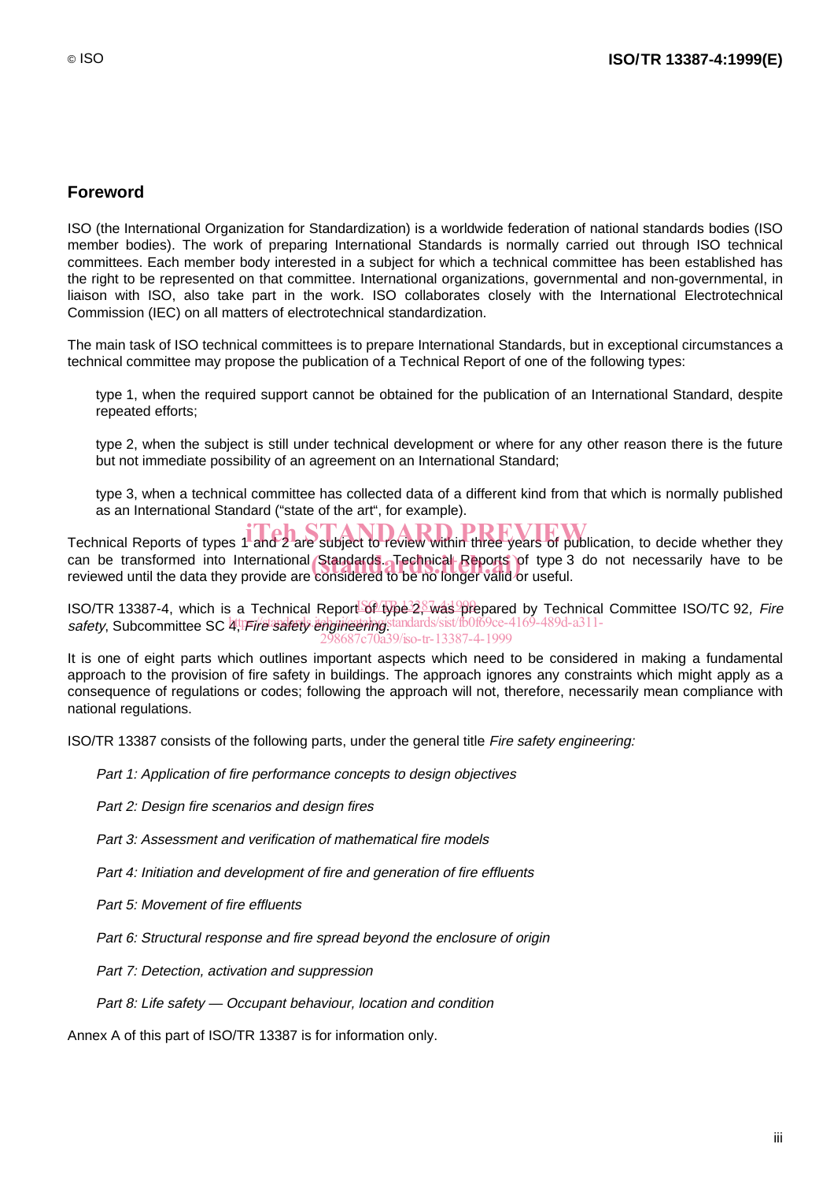## Foreword

ISO (the International Organization for Standardization) is a worldwide federation of national standards bodies (ISO member bodies). The work of preparing International Standards is normally carried out through ISO technical committees. Each member body interested in a subject for which a technical committee has been established has the right to be represented on that committee. International organizations, governmental and non-governmental, in liaison with ISO, also take part in the work. ISO collaborates closely with the International Electrotechnical Commission (IEC) on all matters of electrotechnical standardization.

The main task of ISO technical committees is to prepare International Standards, but in exceptional circumstances a technical committee may propose the publication of a Technical Report of one of the following types:

type 1, when the required support cannot be obtained for the publication of an International Standard, despite repeated efforts;

type 2, when the subject is still under technical development or where for any other reason there is the future but not immediate possibility of an agreement on an International Standard;

type 3, when a technical committee has collected data of a different kind from that which is normally published as an International Standard ("state of the art", for example).

Technical Reports of types 1 and 2 are subject to review within three years of publication, to decide whether they can be transformed into International Standards. Technical Reports of type 3 do not necessarily have to be reviewed until the data they provide are considered to be no longer valid or useful.

ISO/TR 13387-4, which is a Technical Report of type 2, was prepared by Technical Committee ISO/TC 92, *Fire safety*, Subcommittee SC 4, *Fire safety engineering*.

It is one of eight parts which outlines important aspects which need to be considered in making a fundamental approach to the provision of fire safety in buildings. The approach ignores any constraints which might apply as a consequence of regulations or codes; following the approach will not, therefore, necessarily mean compliance with national regulations.

ISO/TR 13387 consists of the following parts, under the general title *Fire safety engineering:*

*Part 1: Application of fire performance concepts to design objectives*

*Part 2: Design fire scenarios and design fires*

*Part 3: Assessment and verification of mathematical fire models*

*Part 4: Initiation and development of fire and generation of fire effluents*

*Part 5: Movement of fire effluents*

*Part 6: Structural response and fire spread beyond the enclosure of origin*

*Part 7: Detection, activation and suppression*

*Part 8: Life safety — Occupant behaviour, location and condition*

Annex A of this part of ISO/TR 13387 is for information only.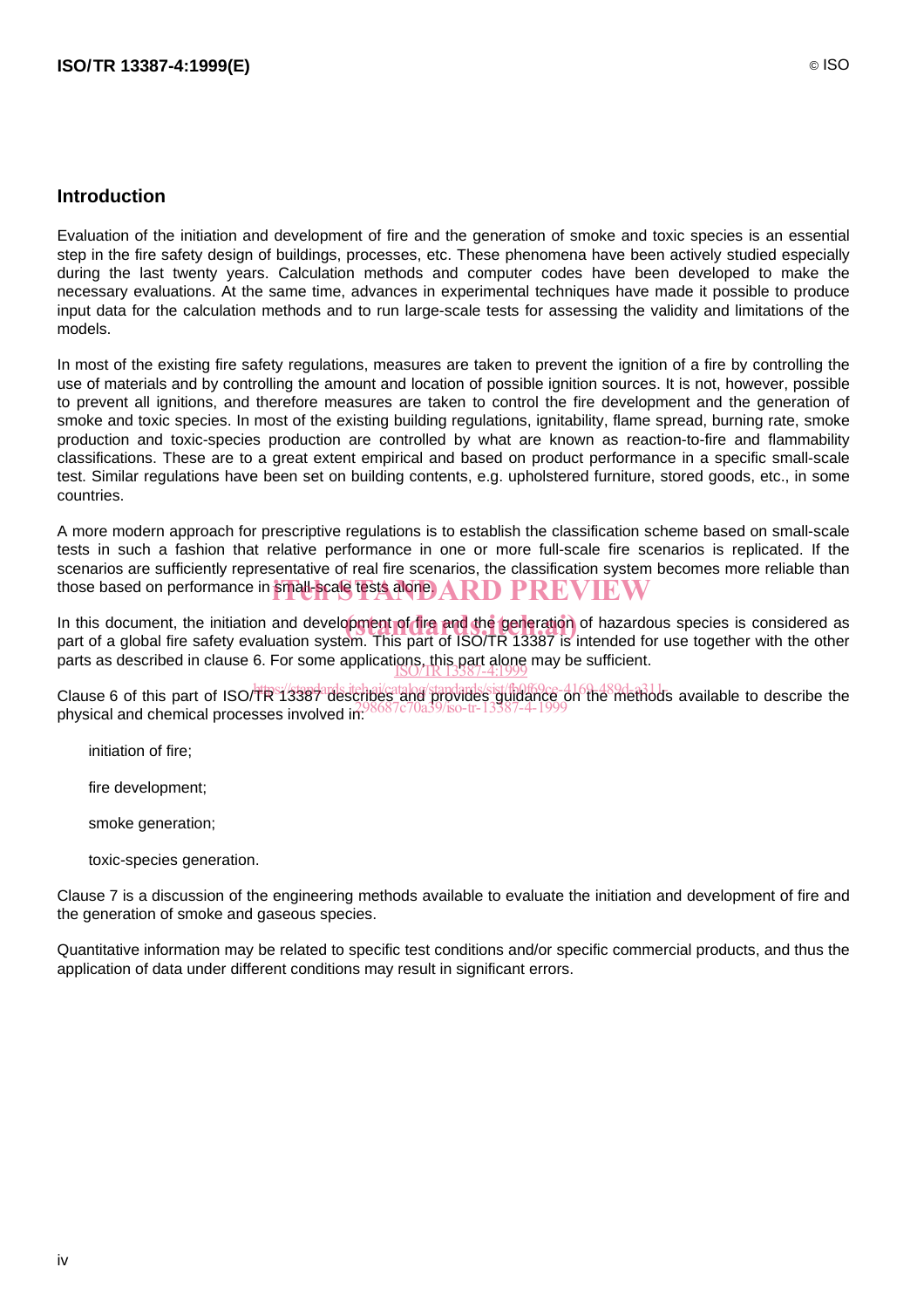## Introduction

Evaluation of the initiation and development of fire and the generation of smoke and toxic species is an essential step in the fire safety design of buildings, processes, etc. These phenomena have been actively studied especially during the last twenty years. Calculation methods and computer codes have been developed to make the necessary evaluations. At the same time, advances in experimental techniques have made it possible to produce input data for the calculation methods and to run large-scale tests for assessing the validity and limitations of the models.

In most of the existing fire safety regulations, measures are taken to prevent the ignition of a fire by controlling the use of materials and by controlling the amount and location of possible ignition sources. It is not, however, possible to prevent all ignitions, and therefore measures are taken to control the fire development and the generation of smoke and toxic species. In most of the existing building regulations, ignitability, flame spread, burning rate, smoke production and toxic-species production are controlled by what are known as reaction-to-fire and flammability classifications. These are to a great extent empirical and based on product performance in a specific small-scale test. Similar regulations have been set on building contents, e.g. upholstered furniture, stored goods, etc., in some countries.

A more modern approach for prescriptive regulations is to establish the classification scheme based on small-scale tests in such a fashion that relative performance in one or more full-scale fire scenarios is replicated. If the scenarios are sufficiently representative of real fire scenarios, the classification system becomes more reliable than those based on performance in small-scale tests alone.

In this document, the initiation and development of fire and the generation of hazardous species is considered as part of a global fire safety evaluation system. This part of ISO/TR 13387 is intended for use together with the other parts as described in clause 6. For some applications, this part alone may be sufficient.

Clause 6 of this part of ISO/TR 13387 describes and provides guidance on the methods available to describe the physical and chemical processes involved in:

initiation of fire;

fire development;

smoke generation;

toxic-species generation.

Clause 7 is a discussion of the engineering methods available to evaluate the initiation and development of fire and the generation of smoke and gaseous species.

Quantitative information may be related to specific test conditions and/or specific commercial products, and thus the application of data under different conditions may result in significant errors.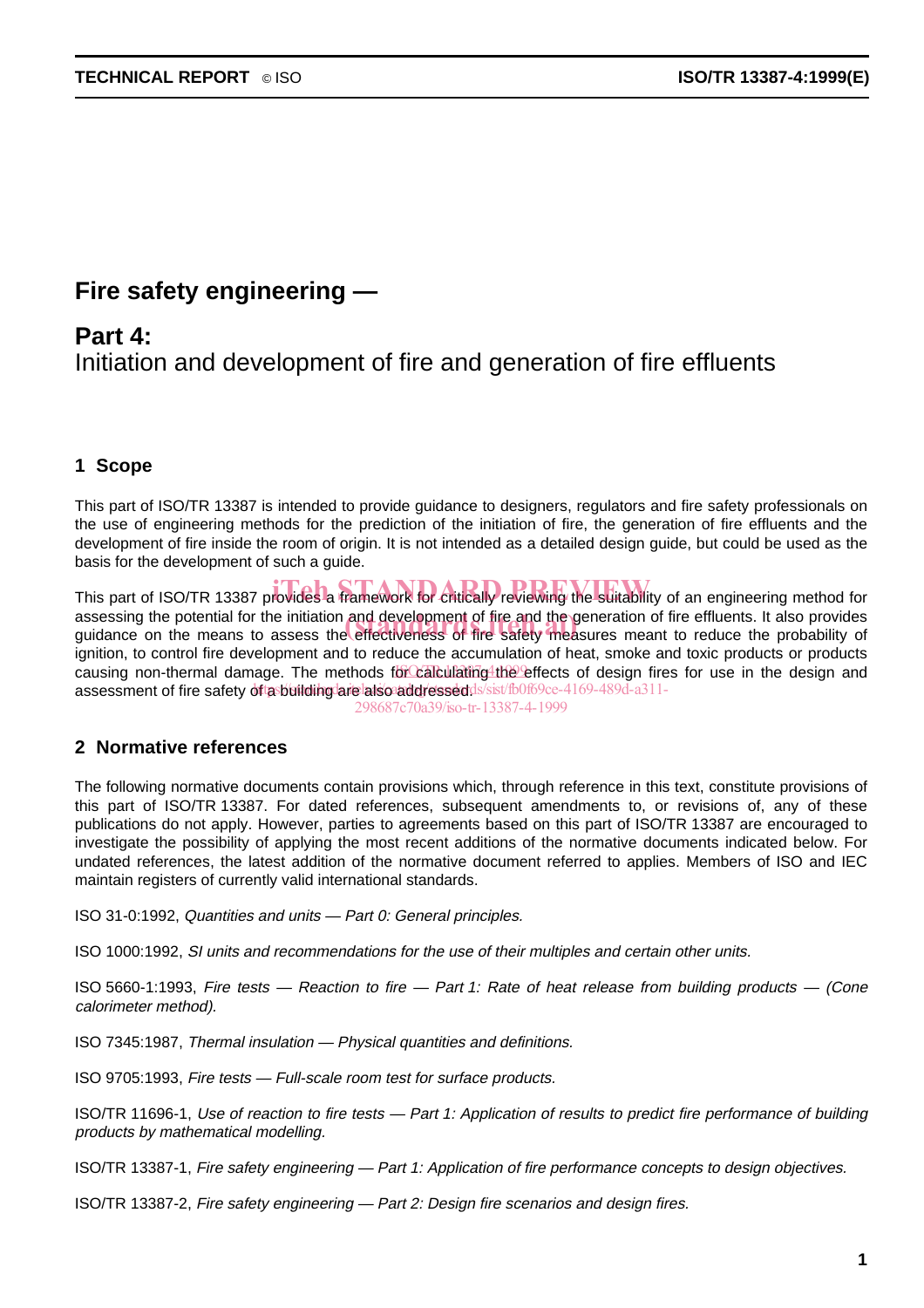# Fire safety engineering —

## Part 4:
Initiation and development of fire and generation of fire effluents

## 1 Scope

This part of ISO/TR 13387 is intended to provide guidance to designers, regulators and fire safety professionals on the use of engineering methods for the prediction of the initiation of fire, the generation of fire effluents and the development of fire inside the room of origin. It is not intended as a detailed design guide, but could be used as the basis for the development of such a guide.

This part of ISO/TR 13387 provides a framework for critically reviewing the suitability of an engineering method for assessing the potential for the initiation and development of fire and the generation of fire effluents. It also provides guidance on the means to assess the effectiveness of fire safety measures meant to reduce the probability of ignition, to control fire development and to reduce the accumulation of heat, smoke and toxic products or products causing non-thermal damage. The methods for calculating the effects of design fires for use in the design and assessment of fire safety of a building are also addressed.

## 2 Normative references

The following normative documents contain provisions which, through reference in this text, constitute provisions of this part of ISO/TR 13387. For dated references, subsequent amendments to, or revisions of, any of these publications do not apply. However, parties to agreements based on this part of ISO/TR 13387 are encouraged to investigate the possibility of applying the most recent additions of the normative documents indicated below. For undated references, the latest addition of the normative document referred to applies. Members of ISO and IEC maintain registers of currently valid international standards.

ISO 31-0:1992, *Quantities and units — Part 0: General principles.*

ISO 1000:1992, *SI units and recommendations for the use of their multiples and certain other units.*

ISO 5660-1:1993, *Fire tests — Reaction to fire — Part 1: Rate of heat release from building products — (Cone calorimeter method).*

ISO 7345:1987, *Thermal insulation — Physical quantities and definitions.*

ISO 9705:1993, *Fire tests — Full-scale room test for surface products.*

ISO/TR 11696-1, *Use of reaction to fire tests — Part 1: Application of results to predict fire performance of building products by mathematical modelling.*

ISO/TR 13387-1, *Fire safety engineering — Part 1: Application of fire performance concepts to design objectives.*

ISO/TR 13387-2, *Fire safety engineering — Part 2: Design fire scenarios and design fires.*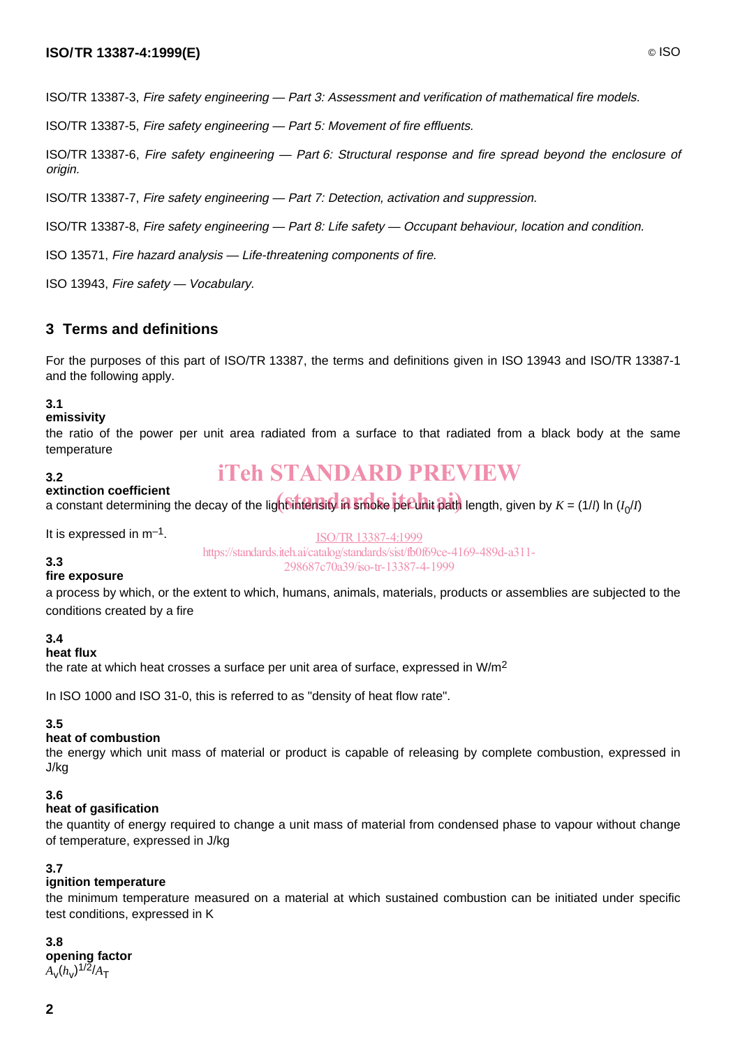ISO/TR 13387-3, *Fire safety engineering — Part 3: Assessment and verification of mathematical fire models.*

ISO/TR 13387-5, *Fire safety engineering — Part 5: Movement of fire effluents.*

ISO/TR 13387-6, *Fire safety engineering — Part 6: Structural response and fire spread beyond the enclosure of origin.*

ISO/TR 13387-7, *Fire safety engineering — Part 7: Detection, activation and suppression.*

ISO/TR 13387-8, *Fire safety engineering — Part 8: Life safety — Occupant behaviour, location and condition.*

ISO 13571, *Fire hazard analysis — Life-threatening components of fire.*

ISO 13943, *Fire safety — Vocabulary.*

## 3 Terms and definitions

For the purposes of this part of ISO/TR 13387, the terms and definitions given in ISO 13943 and ISO/TR 13387-1 and the following apply.

**3.1**
**emissivity**
the ratio of the power per unit area radiated from a surface to that radiated from a black body at the same temperature

**3.2**
**extinction coefficient**
a constant determining the decay of the light intensity in smoke per unit path length, given by $K = (1/l) \ln (I_0/I)$

It is expressed in $m^{-1}$.

**3.3**
**fire exposure**
a process by which, or the extent to which, humans, animals, materials, products or assemblies are subjected to the conditions created by a fire

**3.4**
**heat flux**
the rate at which heat crosses a surface per unit area of surface, expressed in $W/m^2$

In ISO 1000 and ISO 31-0, this is referred to as "density of heat flow rate".

**3.5**
**heat of combustion**
the energy which unit mass of material or product is capable of releasing by complete combustion, expressed in J/kg

**3.6**
**heat of gasification**
the quantity of energy required to change a unit mass of material from condensed phase to vapour without change of temperature, expressed in J/kg

**3.7**
**ignition temperature**
the minimum temperature measured on a material at which sustained combustion can be initiated under specific test conditions, expressed in K

**3.8**
**opening factor**
$A_V(h_V)^{1/2}/A_T$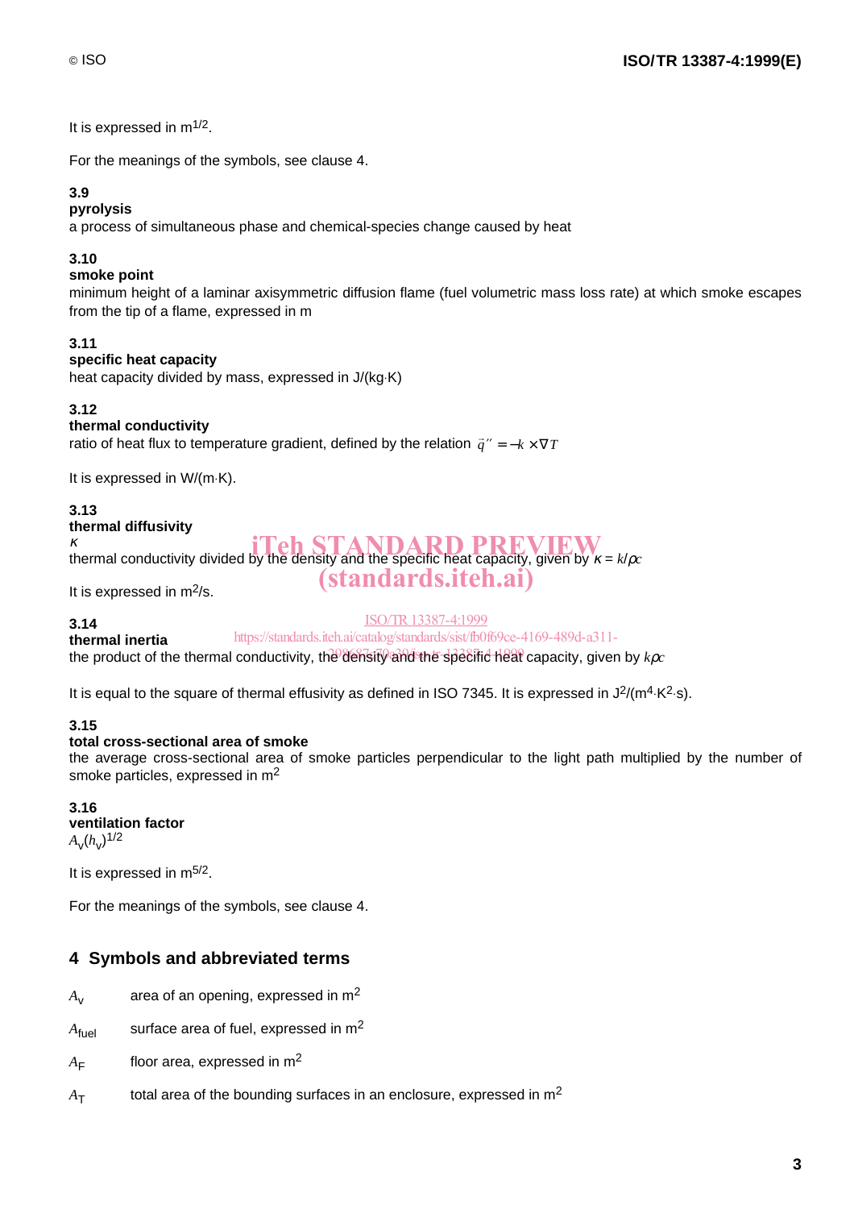It is expressed in $m^{1/2}$.

For the meanings of the symbols, see clause 4.

**3.9**
**pyrolysis**
a process of simultaneous phase and chemical-species change caused by heat

**3.10**
**smoke point**
minimum height of a laminar axisymmetric diffusion flame (fuel volumetric mass loss rate) at which smoke escapes from the tip of a flame, expressed in m

**3.11**
**specific heat capacity**
heat capacity divided by mass, expressed in J/(kg·K)

**3.12**
**thermal conductivity**
ratio of heat flux to temperature gradient, defined by the relation $\vec{q}'' = -k \times \nabla T$

It is expressed in W/(m·K).

**3.13**
**thermal diffusivity**
$\kappa$
thermal conductivity divided by the density and the specific heat capacity, given by $\kappa = k/\rho c$

It is expressed in $m^2/s$.

**3.14**
**thermal inertia**
the product of the thermal conductivity, the density and the specific heat capacity, given by $k\rho c$

It is equal to the square of thermal effusivity as defined in ISO 7345. It is expressed in $J^2/(m^4 \cdot K^2 \cdot s)$.

**3.15**
**total cross-sectional area of smoke**
the average cross-sectional area of smoke particles perpendicular to the light path multiplied by the number of smoke particles, expressed in $m^2$

**3.16**
**ventilation factor**
$A_v(h_v)^{1/2}$

It is expressed in $m^{5/2}$.

For the meanings of the symbols, see clause 4.

## 4 Symbols and abbreviated terms

$A_v$ area of an opening, expressed in $m^2$

$A_{fuel}$ surface area of fuel, expressed in $m^2$

$A_F$ floor area, expressed in $m^2$

$A_T$ total area of the bounding surfaces in an enclosure, expressed in $m^2$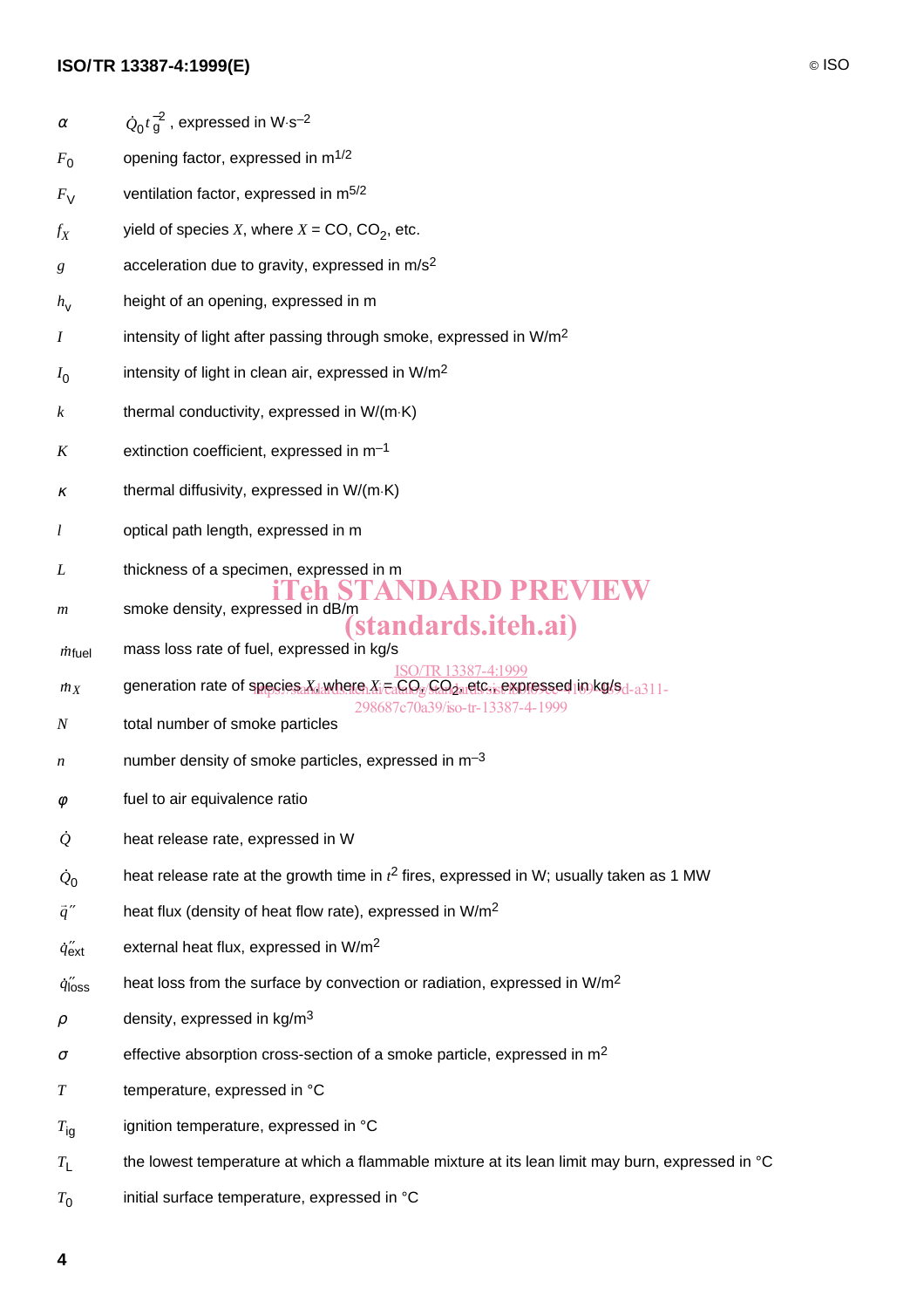$\alpha$ $\dot{Q}_0 t_g^{-2}$ , expressed in W·s$^{-2}$

$F_0$ opening factor, expressed in m$^{1/2}$

$F_V$ ventilation factor, expressed in m$^{5/2}$

$f_X$ yield of species $X$, where $X$ = CO, $CO_2$, etc.

$g$ acceleration due to gravity, expressed in m/s$^2$

$h_v$ height of an opening, expressed in m

$I$ intensity of light after passing through smoke, expressed in W/m$^2$

$I_0$ intensity of light in clean air, expressed in W/m$^2$

$k$ thermal conductivity, expressed in W/(m·K)

$K$ extinction coefficient, expressed in m$^{-1}$

$\kappa$ thermal diffusivity, expressed in W/(m·K)

$l$ optical path length, expressed in m

$L$ thickness of a specimen, expressed in m

$m$ smoke density, expressed in dB/m

$\dot{m}_{fuel}$ mass loss rate of fuel, expressed in kg/s

$\dot{m}_X$ generation rate of species $X$, where $X$ = CO, $CO_2$, etc., expressed in kg/s

$N$ total number of smoke particles

$n$ number density of smoke particles, expressed in m$^{-3}$

$\varphi$ fuel to air equivalence ratio

$\dot{Q}$ heat release rate, expressed in W

$\dot{Q}_0$ heat release rate at the growth time in $t^2$ fires, expressed in W; usually taken as 1 MW

$\vec{q}\,''$ heat flux (density of heat flow rate), expressed in W/m$^2$

$\dot{q}''_{ext}$ external heat flux, expressed in W/m$^2$

$\dot{q}''_{loss}$ heat loss from the surface by convection or radiation, expressed in W/m$^2$

$\rho$ density, expressed in kg/m$^3$

$\sigma$ effective absorption cross-section of a smoke particle, expressed in m$^2$

$T$ temperature, expressed in °C

$T_{ig}$ ignition temperature, expressed in °C

$T_L$ the lowest temperature at which a flammable mixture at its lean limit may burn, expressed in °C

$T_0$ initial surface temperature, expressed in °C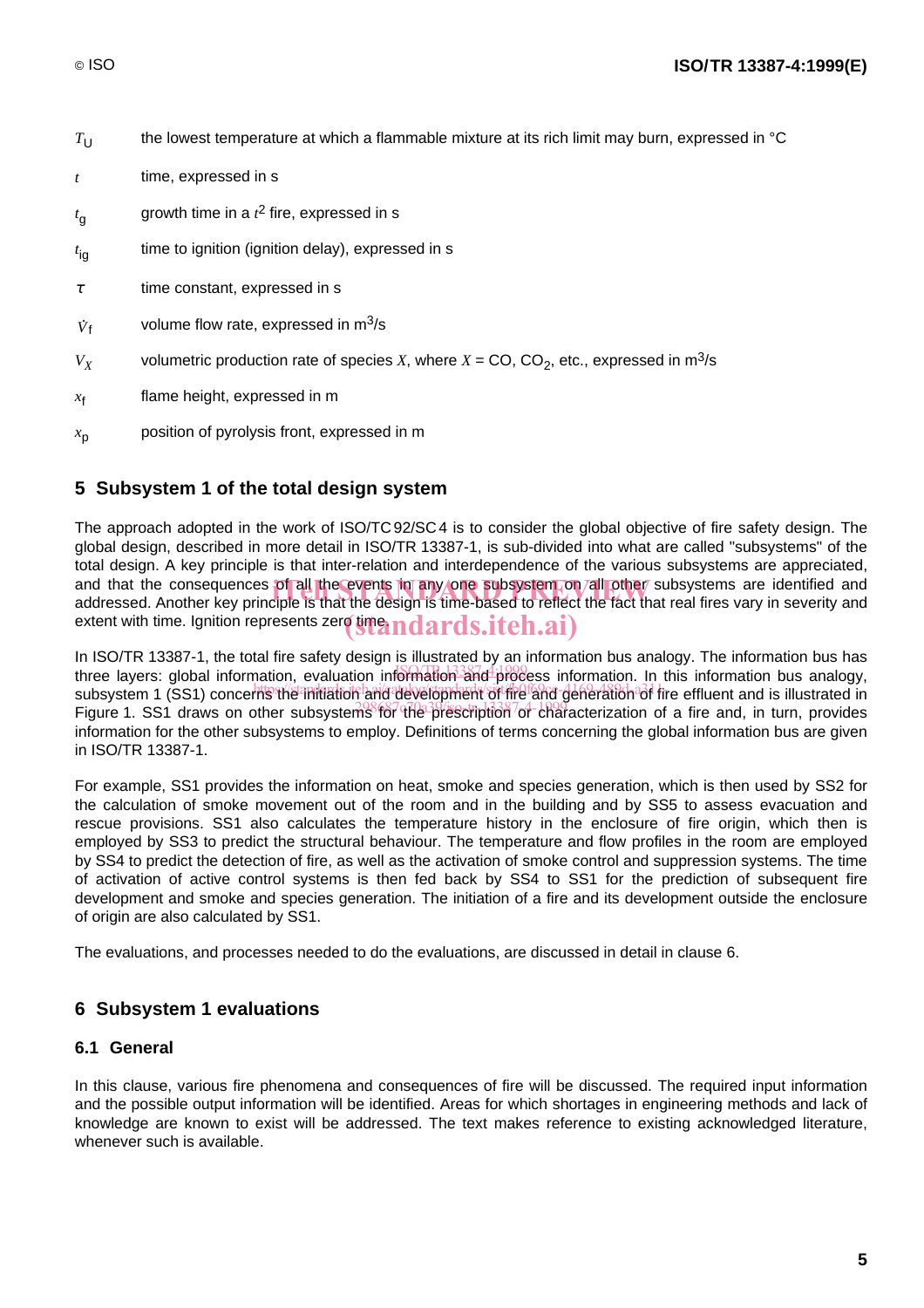| | |
|---|---|
| $T_U$ | the lowest temperature at which a flammable mixture at its rich limit may burn, expressed in °C |
| $t$ | time, expressed in s |
| $t_g$ | growth time in a $t^2$ fire, expressed in s |
| $t_{ig}$ | time to ignition (ignition delay), expressed in s |
| $\tau$ | time constant, expressed in s |
| $\dot{V}_f$ | volume flow rate, expressed in $m^3/s$ |
| $V_X$ | volumetric production rate of species $X$, where $X$ = CO, $CO_2$, etc., expressed in $m^3/s$ |
| $x_f$ | flame height, expressed in m |
| $x_p$ | position of pyrolysis front, expressed in m |

## 5 Subsystem 1 of the total design system

The approach adopted in the work of ISO/TC 92/SC 4 is to consider the global objective of fire safety design. The global design, described in more detail in ISO/TR 13387-1, is sub-divided into what are called "subsystems" of the total design. A key principle is that inter-relation and interdependence of the various subsystems are appreciated, and that the consequences of all the events in any one subsystem on all other subsystems are identified and addressed. Another key principle is that the design is time-based to reflect the fact that real fires vary in severity and extent with time. Ignition represents zero time.

In ISO/TR 13387-1, the total fire safety design is illustrated by an information bus analogy. The information bus has three layers: global information, evaluation information and process information. In this information bus analogy, subsystem 1 (SS1) concerns the initiation and development of fire and generation of fire effluent and is illustrated in Figure 1. SS1 draws on other subsystems for the prescription or characterization of a fire and, in turn, provides information for the other subsystems to employ. Definitions of terms concerning the global information bus are given in ISO/TR 13387-1.

For example, SS1 provides the information on heat, smoke and species generation, which is then used by SS2 for the calculation of smoke movement out of the room and in the building and by SS5 to assess evacuation and rescue provisions. SS1 also calculates the temperature history in the enclosure of fire origin, which then is employed by SS3 to predict the structural behaviour. The temperature and flow profiles in the room are employed by SS4 to predict the detection of fire, as well as the activation of smoke control and suppression systems. The time of activation of active control systems is then fed back by SS4 to SS1 for the prediction of subsequent fire development and smoke and species generation. The initiation of a fire and its development outside the enclosure of origin are also calculated by SS1.

The evaluations, and processes needed to do the evaluations, are discussed in detail in clause 6.

## 6 Subsystem 1 evaluations

### 6.1 General

In this clause, various fire phenomena and consequences of fire will be discussed. The required input information and the possible output information will be identified. Areas for which shortages in engineering methods and lack of knowledge are known to exist will be addressed. The text makes reference to existing acknowledged literature, whenever such is available.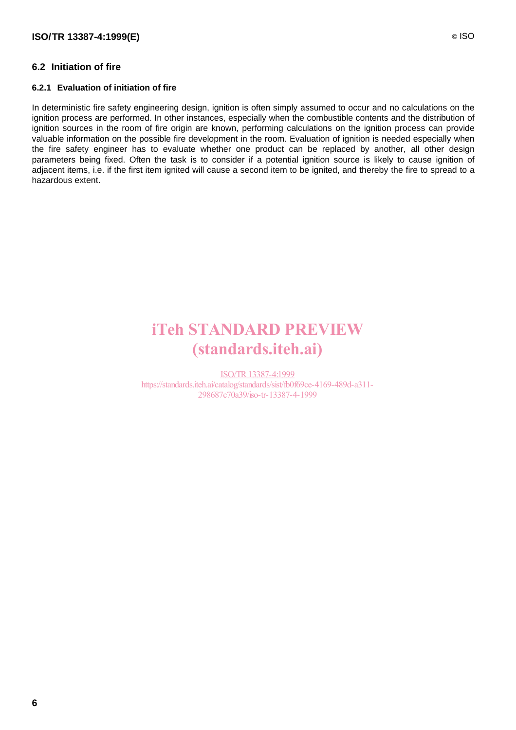## 6.2 Initiation of fire

### 6.2.1 Evaluation of initiation of fire

In deterministic fire safety engineering design, ignition is often simply assumed to occur and no calculations on the ignition process are performed. In other instances, especially when the combustible contents and the distribution of ignition sources in the room of fire origin are known, performing calculations on the ignition process can provide valuable information on the possible fire development in the room. Evaluation of ignition is needed especially when the fire safety engineer has to evaluate whether one product can be replaced by another, all other design parameters being fixed. Often the task is to consider if a potential ignition source is likely to cause ignition of adjacent items, i.e. if the first item ignited will cause a second item to be ignited, and thereby the fire to spread to a hazardous extent.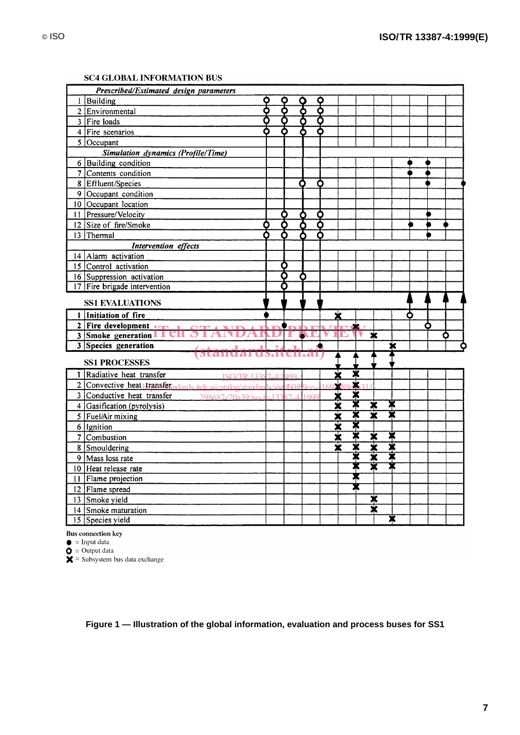**SC4 GLOBAL INFORMATION BUS**

| No. | Item | 1 | 2 | 3 | 4 | 5 | 6 | 7 | 8 | 9 | 10 | 11 | 12 |
|---|---|---|---|---|---|---|---|---|---|---|---|---|---|
| | ***Prescribed/Estimated design parameters*** | | | | | | | | | | | | |
| 1 | Building | O | O | O | O | | | | | | | | |
| 2 | Environmental | O | O | O | O | | | | | | | | |
| 3 | Fire loads | O | O | O | O | | | | | | | | |
| 4 | Fire scenarios | O | O | O | O | | | | | | | | |
| 5 | Occupant | | | | | | | | | | | | |
| | ***Simulation dynamics (Profile/Time)*** | | | | | | | | | | | | |
| 6 | Building condition | | | | | | | | | ● | ● | | |
| 7 | Contents condition | | | | | | | | | ● | ● | | |
| 8 | Effluent/Species | | | O | O | | | | | | ● | | ● |
| 9 | Occupant condition | | | | | | | | | | | | |
| 10 | Occupant location | | | | | | | | | | | | |
| 11 | Pressure/Velocity | | O | O | O | | | | | | ● | | |
| 12 | Size of fire/Smoke | O | O | O | O | | | | | ● | ● | ● | |
| 13 | Thermal | O | O | O | O | | | | | | ● | | |
| | ***Intervention effects*** | | | | | | | | | | | | |
| 14 | Alarm activation | | | | | | | | | | | | |
| 15 | Control activation | | O | | | | | | | | | | |
| 16 | Suppression activation | | O | O | | | | | | | | | |
| 17 | Fire brigade intervention | | O | | | | | | | | | | |
| | **SS1 EVALUATIONS** | ↓ | ↓ | ↓ | ↓ | | | | | ↑ | ↑ | ↑ | ↑ |
| 1 | **Initiation of fire** | ● | | | | X | | | | O | | | |
| 2 | **Fire development** | | ● | | | | X | | | | O | | |
| 3 | **Smoke generation** | | | ● | | | | X | | | | O | |
| 3 | **Species generation** | | | | ● | | | | X | | | | O |
| | **SS1 PROCESSES** | | | | | ↕ | ↕ | ↕ | ↕ | | | | |
| 1 | Radiative heat transfer | | | | | X | X | | | | | | |
| 2 | Convective heat transfer | | | | | X | X | | | | | | |
| 3 | Conductive heat transfer | | | | | X | X | | | | | | |
| 4 | Gasification (pyrolysis) | | | | | X | X | X | X | | | | |
| 5 | Fuel/Air mixing | | | | | X | X | X | X | | | | |
| 6 | Ignition | | | | | X | X | | | | | | |
| 7 | Combustion | | | | | X | X | X | X | | | | |
| 8 | Smouldering | | | | | X | X | X | X | | | | |
| 9 | Mass loss rate | | | | | | X | X | X | | | | |
| 10 | Heat release rate | | | | | | X | X | X | | | | |
| 11 | Flame projection | | | | | | X | | | | | | |
| 12 | Flame spread | | | | | | X | | | | | | |
| 13 | Smoke yield | | | | | | | X | | | | | |
| 14 | Smoke maturation | | | | | | | X | | | | | |
| 15 | Species yield | | | | | | | | X | | | | |

**Bus connection key**

● = Input data

O = Output data

X = Subsystem bus data exchange

**Figure 1 — Illustration of the global information, evaluation and process buses for SS1**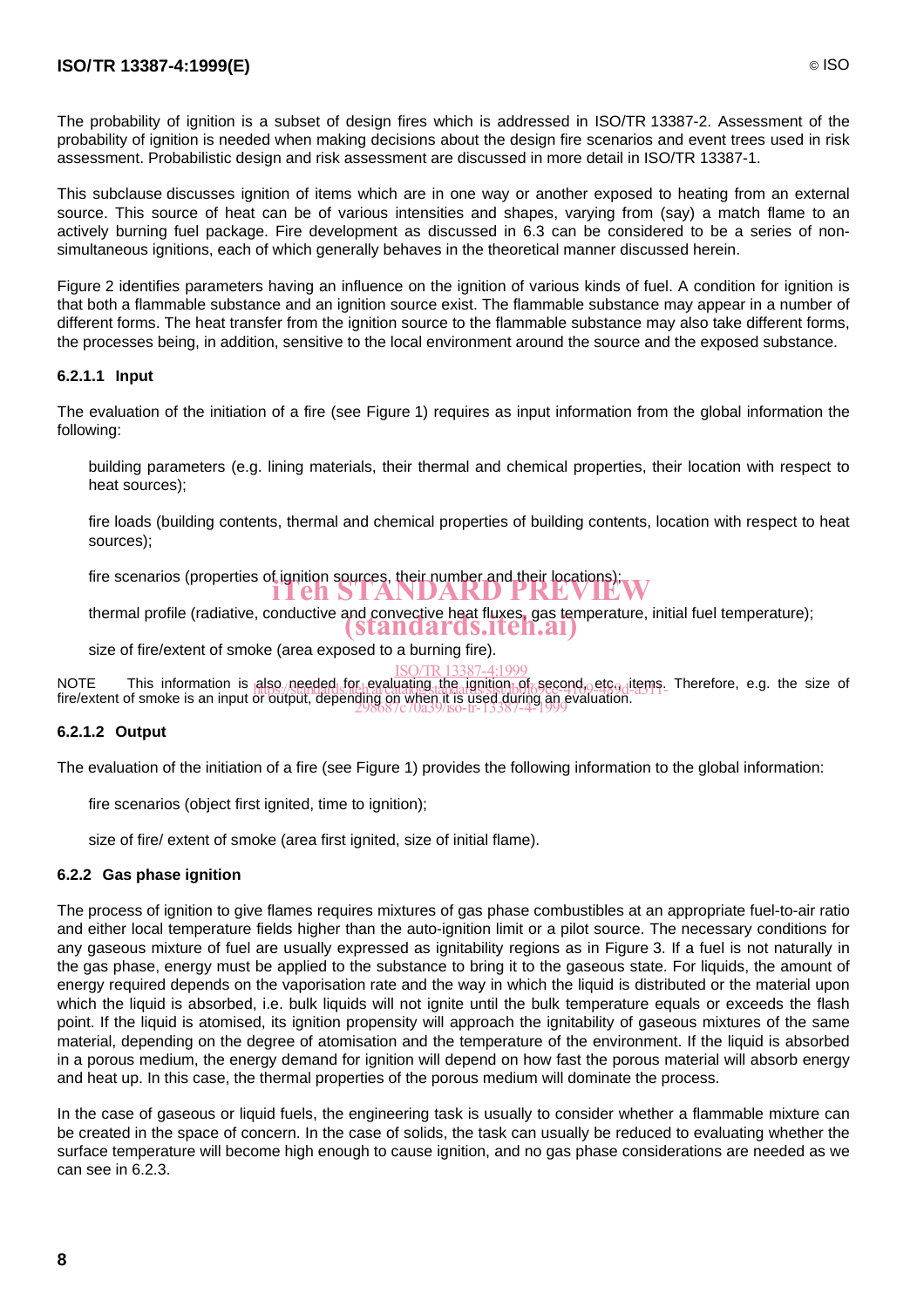The probability of ignition is a subset of design fires which is addressed in ISO/TR 13387-2. Assessment of the probability of ignition is needed when making decisions about the design fire scenarios and event trees used in risk assessment. Probabilistic design and risk assessment are discussed in more detail in ISO/TR 13387-1.

This subclause discusses ignition of items which are in one way or another exposed to heating from an external source. This source of heat can be of various intensities and shapes, varying from (say) a match flame to an actively burning fuel package. Fire development as discussed in 6.3 can be considered to be a series of non-simultaneous ignitions, each of which generally behaves in the theoretical manner discussed herein.

Figure 2 identifies parameters having an influence on the ignition of various kinds of fuel. A condition for ignition is that both a flammable substance and an ignition source exist. The flammable substance may appear in a number of different forms. The heat transfer from the ignition source to the flammable substance may also take different forms, the processes being, in addition, sensitive to the local environment around the source and the exposed substance.

#### 6.2.1.1 Input

The evaluation of the initiation of a fire (see Figure 1) requires as input information from the global information the following:

building parameters (e.g. lining materials, their thermal and chemical properties, their location with respect to heat sources);

fire loads (building contents, thermal and chemical properties of building contents, location with respect to heat sources);

fire scenarios (properties of ignition sources, their number and their locations);

thermal profile (radiative, conductive and convective heat fluxes, gas temperature, initial fuel temperature);

size of fire/extent of smoke (area exposed to a burning fire).

NOTE This information is also needed for evaluating the ignition of second, etc., items. Therefore, e.g. the size of fire/extent of smoke is an input or output, depending on when it is used during an evaluation.

#### 6.2.1.2 Output

The evaluation of the initiation of a fire (see Figure 1) provides the following information to the global information:

fire scenarios (object first ignited, time to ignition);

size of fire/ extent of smoke (area first ignited, size of initial flame).

### 6.2.2 Gas phase ignition

The process of ignition to give flames requires mixtures of gas phase combustibles at an appropriate fuel-to-air ratio and either local temperature fields higher than the auto-ignition limit or a pilot source. The necessary conditions for any gaseous mixture of fuel are usually expressed as ignitability regions as in Figure 3. If a fuel is not naturally in the gas phase, energy must be applied to the substance to bring it to the gaseous state. For liquids, the amount of energy required depends on the vaporisation rate and the way in which the liquid is distributed or the material upon which the liquid is absorbed, i.e. bulk liquids will not ignite until the bulk temperature equals or exceeds the flash point. If the liquid is atomised, its ignition propensity will approach the ignitability of gaseous mixtures of the same material, depending on the degree of atomisation and the temperature of the environment. If the liquid is absorbed in a porous medium, the energy demand for ignition will depend on how fast the porous material will absorb energy and heat up. In this case, the thermal properties of the porous medium will dominate the process.

In the case of gaseous or liquid fuels, the engineering task is usually to consider whether a flammable mixture can be created in the space of concern. In the case of solids, the task can usually be reduced to evaluating whether the surface temperature will become high enough to cause ignition, and no gas phase considerations are needed as we can see in 6.2.3.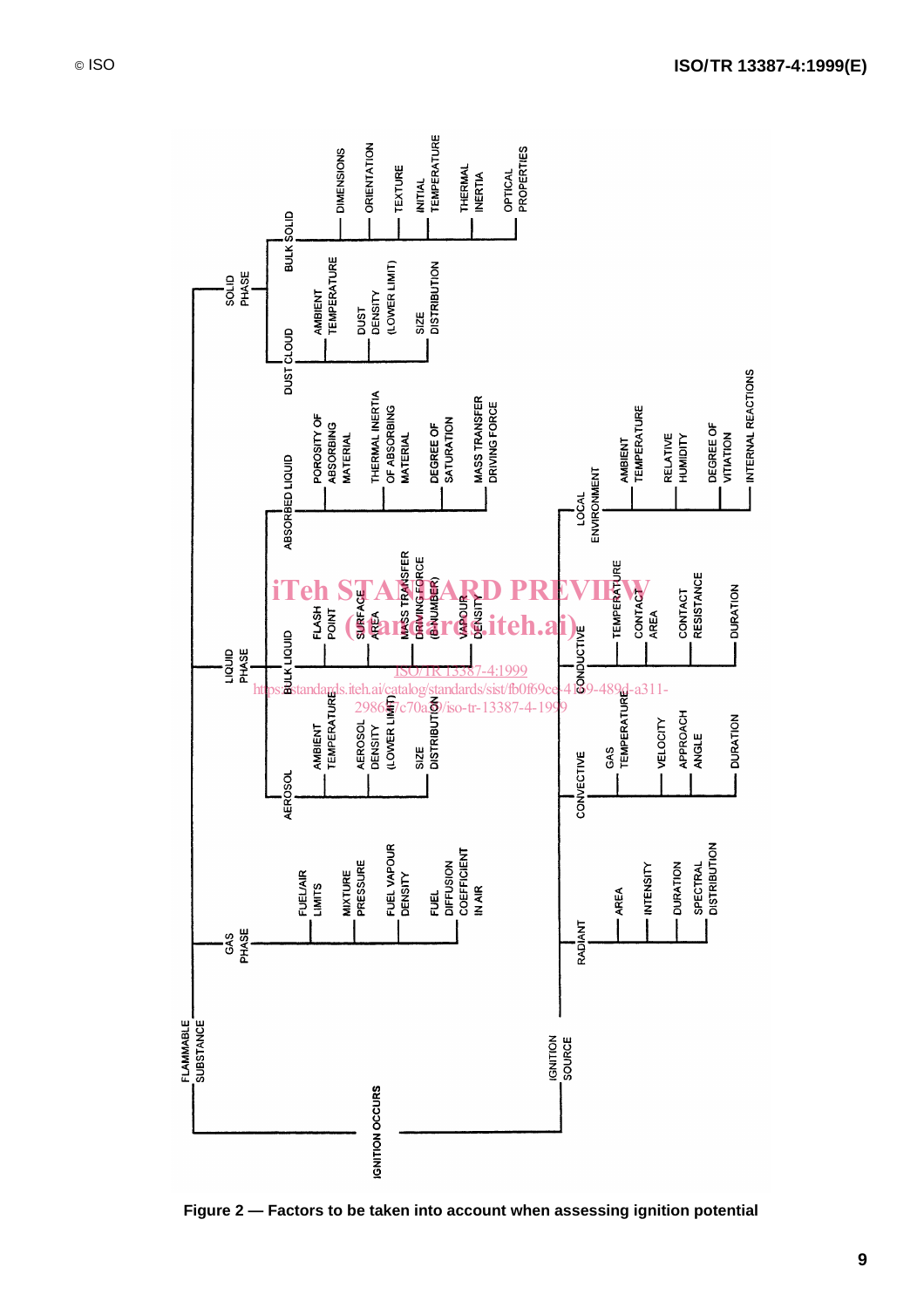IGNITION OCCURS

FLAMMABLE SUBSTANCE

GAS PHASE
FUEL/AIR LIMITS
MIXTURE PRESSURE
FUEL VAPOUR DENSITY
FUEL DIFFUSION COEFFICIENT IN AIR

LIQUID PHASE
AEROSOL
AMBIENT TEMPERATURE
AEROSOL DENSITY (LOWER LIMIT)
SIZE DISTRIBUTION

BULK LIQUID
FLASH POINT
SURFACE AREA
MASS TRANSFER DRIVING FORCE (B NUMBER)
VAPOUR DENSITY

ABSORBED LIQUID
POROSITY OF ABSORBING MATERIAL
THERMAL INERTIA OF ABSORBING MATERIAL
DEGREE OF SATURATION
MASS TRANSFER DRIVING FORCE

SOLID PHASE
DUST CLOUD
AMBIENT TEMPERATURE
DUST DENSITY (LOWER LIMIT)
SIZE DISTRIBUTION

BULK SOLID
DIMENSIONS
ORIENTATION
TEXTURE
INITIAL TEMPERATURE
THERMAL INERTIA
OPTICAL PROPERTIES

IGNITION SOURCE

RADIANT
AREA
INTENSITY
DURATION
SPECTRAL DISTRIBUTION

CONVECTIVE
GAS TEMPERATURE
VELOCITY
APPROACH ANGLE
DURATION

CONDUCTIVE
TEMPERATURE
CONTACT AREA
CONTACT RESISTANCE
DURATION

LOCAL ENVIRONMENT
AMBIENT TEMPERATURE
RELATIVE HUMIDITY
DEGREE OF VITIATION
INTERNAL REACTIONS

Figure 2 — Factors to be taken into account when assessing ignition potential